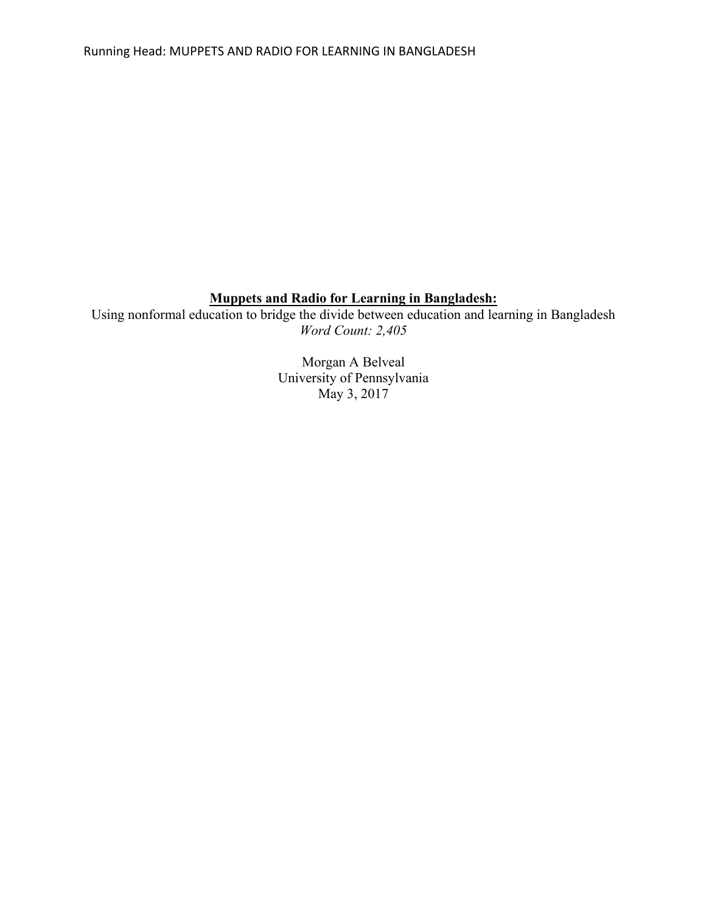# **Muppets and Radio for Learning in Bangladesh:**

Using nonformal education to bridge the divide between education and learning in Bangladesh

*Word Count: 2,405*

Morgan A Belveal

University of Pennsylvania

May 3, 2017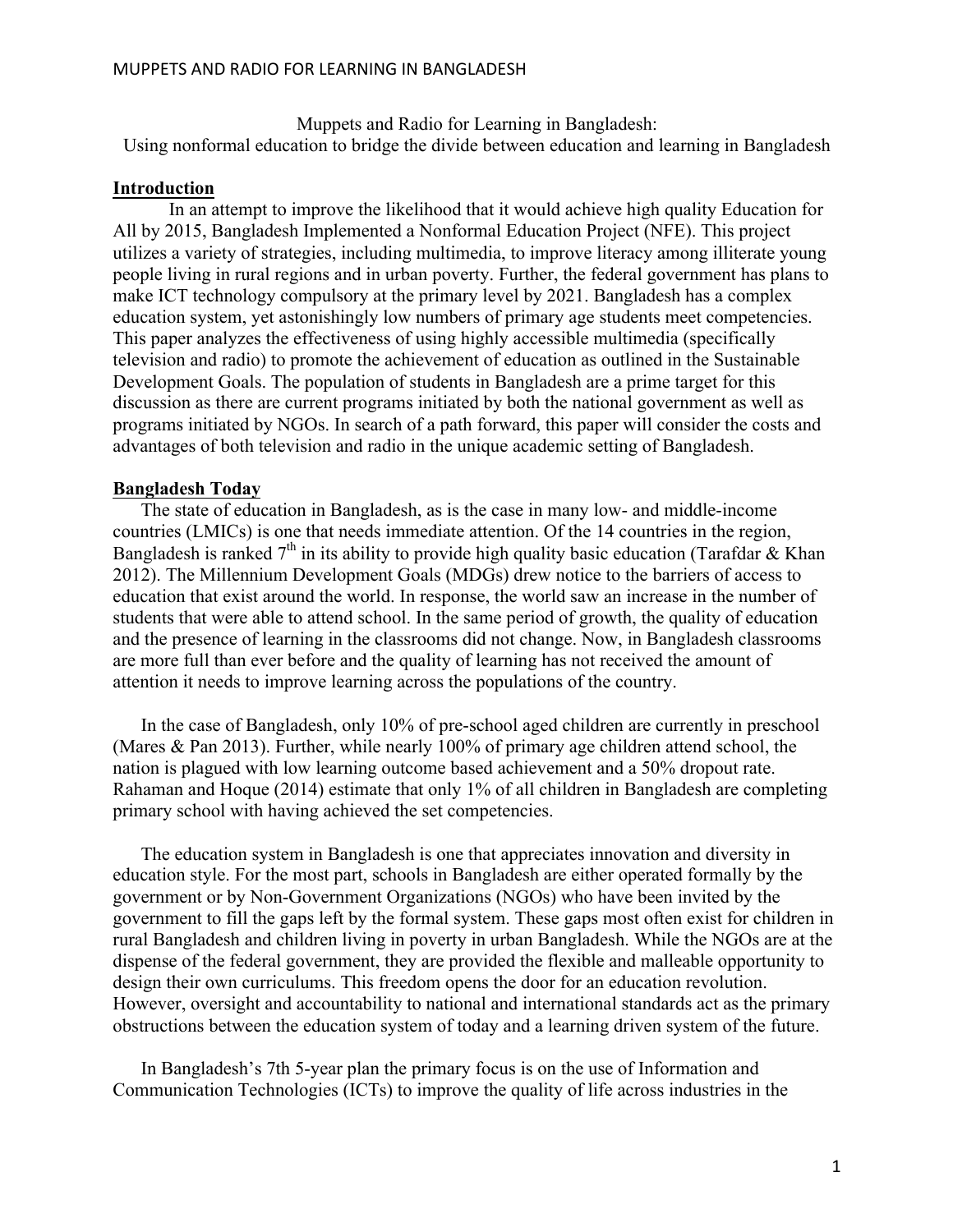Muppets and Radio for Learning in Bangladesh:
Using nonformal education to bridge the divide between education and learning in Bangladesh

## Introduction

In an attempt to improve the likelihood that it would achieve high quality Education for All by 2015, Bangladesh Implemented a Nonformal Education Project (NFE). This project utilizes a variety of strategies, including multimedia, to improve literacy among illiterate young people living in rural regions and in urban poverty. Further, the federal government has plans to make ICT technology compulsory at the primary level by 2021. Bangladesh has a complex education system, yet astonishingly low numbers of primary age students meet competencies. This paper analyzes the effectiveness of using highly accessible multimedia (specifically television and radio) to promote the achievement of education as outlined in the Sustainable Development Goals. The population of students in Bangladesh are a prime target for this discussion as there are current programs initiated by both the national government as well as programs initiated by NGOs. In search of a path forward, this paper will consider the costs and advantages of both television and radio in the unique academic setting of Bangladesh.

## Bangladesh Today

The state of education in Bangladesh, as is the case in many low- and middle-income countries (LMICs) is one that needs immediate attention. Of the 14 countries in the region, Bangladesh is ranked 7th in its ability to provide high quality basic education (Tarafdar & Khan 2012). The Millennium Development Goals (MDGs) drew notice to the barriers of access to education that exist around the world. In response, the world saw an increase in the number of students that were able to attend school. In the same period of growth, the quality of education and the presence of learning in the classrooms did not change. Now, in Bangladesh classrooms are more full than ever before and the quality of learning has not received the amount of attention it needs to improve learning across the populations of the country.

In the case of Bangladesh, only 10% of pre-school aged children are currently in preschool (Mares & Pan 2013). Further, while nearly 100% of primary age children attend school, the nation is plagued with low learning outcome based achievement and a 50% dropout rate. Rahaman and Hoque (2014) estimate that only 1% of all children in Bangladesh are completing primary school with having achieved the set competencies.

The education system in Bangladesh is one that appreciates innovation and diversity in education style. For the most part, schools in Bangladesh are either operated formally by the government or by Non-Government Organizations (NGOs) who have been invited by the government to fill the gaps left by the formal system. These gaps most often exist for children in rural Bangladesh and children living in poverty in urban Bangladesh. While the NGOs are at the dispense of the federal government, they are provided the flexible and malleable opportunity to design their own curriculums. This freedom opens the door for an education revolution. However, oversight and accountability to national and international standards act as the primary obstructions between the education system of today and a learning driven system of the future.

In Bangladesh's 7th 5-year plan the primary focus is on the use of Information and Communication Technologies (ICTs) to improve the quality of life across industries in the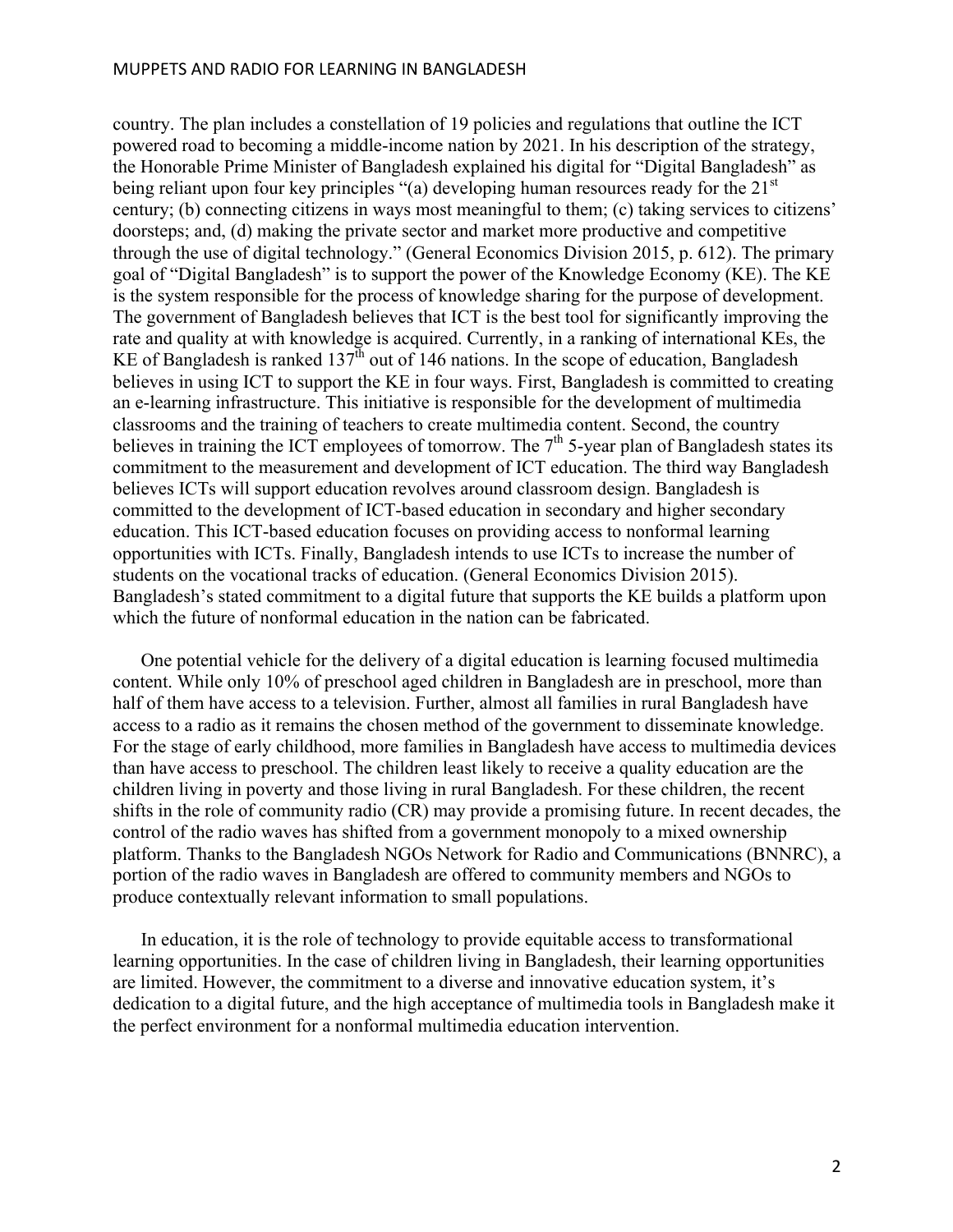country. The plan includes a constellation of 19 policies and regulations that outline the ICT powered road to becoming a middle-income nation by 2021. In his description of the strategy, the Honorable Prime Minister of Bangladesh explained his digital for "Digital Bangladesh" as being reliant upon four key principles "(a) developing human resources ready for the 21st century; (b) connecting citizens in ways most meaningful to them; (c) taking services to citizens' doorsteps; and, (d) making the private sector and market more productive and competitive through the use of digital technology." (General Economics Division 2015, p. 612). The primary goal of "Digital Bangladesh" is to support the power of the Knowledge Economy (KE). The KE is the system responsible for the process of knowledge sharing for the purpose of development. The government of Bangladesh believes that ICT is the best tool for significantly improving the rate and quality at with knowledge is acquired. Currently, in a ranking of international KEs, the KE of Bangladesh is ranked 137th out of 146 nations. In the scope of education, Bangladesh believes in using ICT to support the KE in four ways. First, Bangladesh is committed to creating an e-learning infrastructure. This initiative is responsible for the development of multimedia classrooms and the training of teachers to create multimedia content. Second, the country believes in training the ICT employees of tomorrow. The 7th 5-year plan of Bangladesh states its commitment to the measurement and development of ICT education. The third way Bangladesh believes ICTs will support education revolves around classroom design. Bangladesh is committed to the development of ICT-based education in secondary and higher secondary education. This ICT-based education focuses on providing access to nonformal learning opportunities with ICTs. Finally, Bangladesh intends to use ICTs to increase the number of students on the vocational tracks of education. (General Economics Division 2015). Bangladesh's stated commitment to a digital future that supports the KE builds a platform upon which the future of nonformal education in the nation can be fabricated.

One potential vehicle for the delivery of a digital education is learning focused multimedia content. While only 10% of preschool aged children in Bangladesh are in preschool, more than half of them have access to a television. Further, almost all families in rural Bangladesh have access to a radio as it remains the chosen method of the government to disseminate knowledge. For the stage of early childhood, more families in Bangladesh have access to multimedia devices than have access to preschool. The children least likely to receive a quality education are the children living in poverty and those living in rural Bangladesh. For these children, the recent shifts in the role of community radio (CR) may provide a promising future. In recent decades, the control of the radio waves has shifted from a government monopoly to a mixed ownership platform. Thanks to the Bangladesh NGOs Network for Radio and Communications (BNNRC), a portion of the radio waves in Bangladesh are offered to community members and NGOs to produce contextually relevant information to small populations.

In education, it is the role of technology to provide equitable access to transformational learning opportunities. In the case of children living in Bangladesh, their learning opportunities are limited. However, the commitment to a diverse and innovative education system, it's dedication to a digital future, and the high acceptance of multimedia tools in Bangladesh make it the perfect environment for a nonformal multimedia education intervention.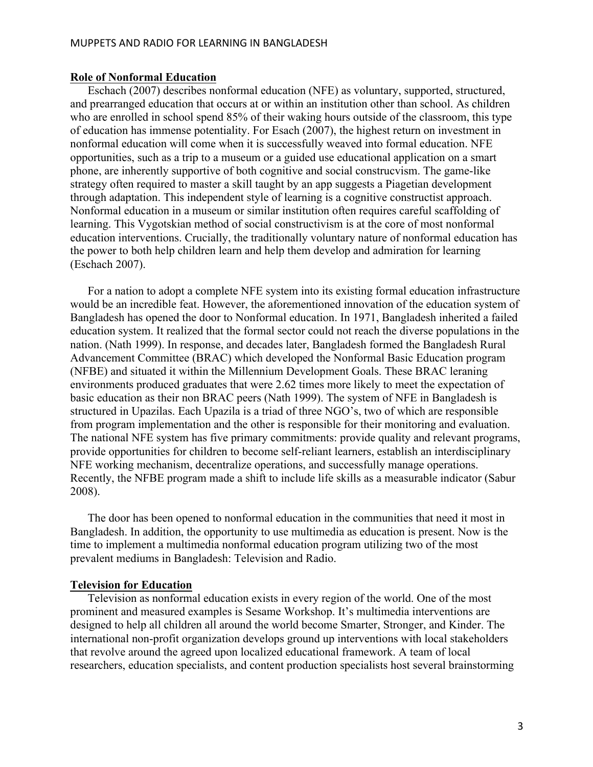**Role of Nonformal Education**

Eschach (2007) describes nonformal education (NFE) as voluntary, supported, structured, and prearranged education that occurs at or within an institution other than school. As children who are enrolled in school spend 85% of their waking hours outside of the classroom, this type of education has immense potentiality. For Esach (2007), the highest return on investment in nonformal education will come when it is successfully weaved into formal education. NFE opportunities, such as a trip to a museum or a guided use educational application on a smart phone, are inherently supportive of both cognitive and social construcvism. The game-like strategy often required to master a skill taught by an app suggests a Piagetian development through adaptation. This independent style of learning is a cognitive constructist approach. Nonformal education in a museum or similar institution often requires careful scaffolding of learning. This Vygotskian method of social constructivism is at the core of most nonformal education interventions. Crucially, the traditionally voluntary nature of nonformal education has the power to both help children learn and help them develop and admiration for learning (Eschach 2007).

For a nation to adopt a complete NFE system into its existing formal education infrastructure would be an incredible feat. However, the aforementioned innovation of the education system of Bangladesh has opened the door to Nonformal education. In 1971, Bangladesh inherited a failed education system. It realized that the formal sector could not reach the diverse populations in the nation. (Nath 1999). In response, and decades later, Bangladesh formed the Bangladesh Rural Advancement Committee (BRAC) which developed the Nonformal Basic Education program (NFBE) and situated it within the Millennium Development Goals. These BRAC leraning environments produced graduates that were 2.62 times more likely to meet the expectation of basic education as their non BRAC peers (Nath 1999). The system of NFE in Bangladesh is structured in Upazilas. Each Upazila is a triad of three NGO's, two of which are responsible from program implementation and the other is responsible for their monitoring and evaluation. The national NFE system has five primary commitments: provide quality and relevant programs, provide opportunities for children to become self-reliant learners, establish an interdisciplinary NFE working mechanism, decentralize operations, and successfully manage operations. Recently, the NFBE program made a shift to include life skills as a measurable indicator (Sabur 2008).

The door has been opened to nonformal education in the communities that need it most in Bangladesh. In addition, the opportunity to use multimedia as education is present. Now is the time to implement a multimedia nonformal education program utilizing two of the most prevalent mediums in Bangladesh: Television and Radio.

**Television for Education**

Television as nonformal education exists in every region of the world. One of the most prominent and measured examples is Sesame Workshop. It's multimedia interventions are designed to help all children all around the world become Smarter, Stronger, and Kinder. The international non-profit organization develops ground up interventions with local stakeholders that revolve around the agreed upon localized educational framework. A team of local researchers, education specialists, and content production specialists host several brainstorming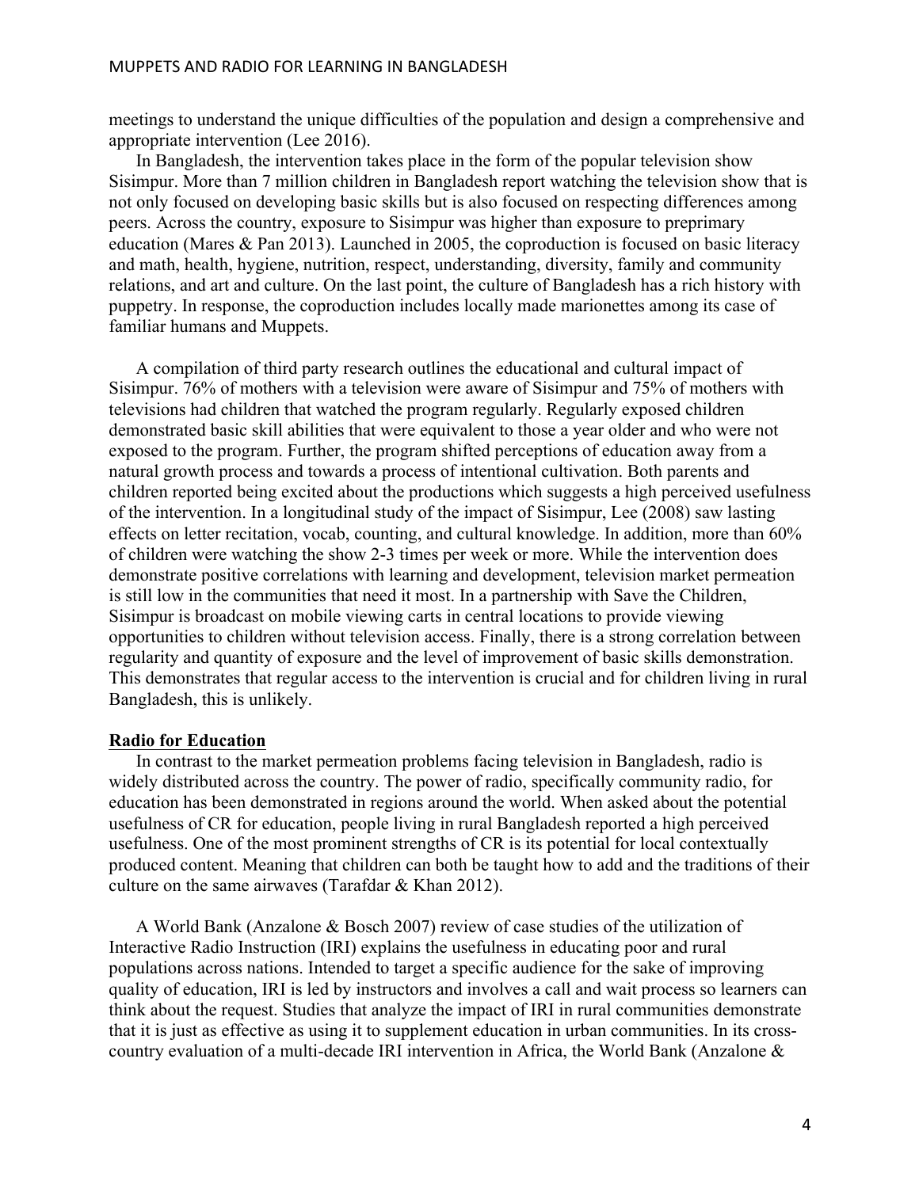meetings to understand the unique difficulties of the population and design a comprehensive and appropriate intervention (Lee 2016).

In Bangladesh, the intervention takes place in the form of the popular television show Sisimpur. More than 7 million children in Bangladesh report watching the television show that is not only focused on developing basic skills but is also focused on respecting differences among peers. Across the country, exposure to Sisimpur was higher than exposure to preprimary education (Mares & Pan 2013). Launched in 2005, the coproduction is focused on basic literacy and math, health, hygiene, nutrition, respect, understanding, diversity, family and community relations, and art and culture. On the last point, the culture of Bangladesh has a rich history with puppetry. In response, the coproduction includes locally made marionettes among its case of familiar humans and Muppets.

A compilation of third party research outlines the educational and cultural impact of Sisimpur. 76% of mothers with a television were aware of Sisimpur and 75% of mothers with televisions had children that watched the program regularly. Regularly exposed children demonstrated basic skill abilities that were equivalent to those a year older and who were not exposed to the program. Further, the program shifted perceptions of education away from a natural growth process and towards a process of intentional cultivation. Both parents and children reported being excited about the productions which suggests a high perceived usefulness of the intervention. In a longitudinal study of the impact of Sisimpur, Lee (2008) saw lasting effects on letter recitation, vocab, counting, and cultural knowledge. In addition, more than 60% of children were watching the show 2-3 times per week or more. While the intervention does demonstrate positive correlations with learning and development, television market permeation is still low in the communities that need it most. In a partnership with Save the Children, Sisimpur is broadcast on mobile viewing carts in central locations to provide viewing opportunities to children without television access. Finally, there is a strong correlation between regularity and quantity of exposure and the level of improvement of basic skills demonstration. This demonstrates that regular access to the intervention is crucial and for children living in rural Bangladesh, this is unlikely.

**Radio for Education**

In contrast to the market permeation problems facing television in Bangladesh, radio is widely distributed across the country. The power of radio, specifically community radio, for education has been demonstrated in regions around the world. When asked about the potential usefulness of CR for education, people living in rural Bangladesh reported a high perceived usefulness. One of the most prominent strengths of CR is its potential for local contextually produced content. Meaning that children can both be taught how to add and the traditions of their culture on the same airwaves (Tarafdar & Khan 2012).

A World Bank (Anzalone & Bosch 2007) review of case studies of the utilization of Interactive Radio Instruction (IRI) explains the usefulness in educating poor and rural populations across nations. Intended to target a specific audience for the sake of improving quality of education, IRI is led by instructors and involves a call and wait process so learners can think about the request. Studies that analyze the impact of IRI in rural communities demonstrate that it is just as effective as using it to supplement education in urban communities. In its cross-country evaluation of a multi-decade IRI intervention in Africa, the World Bank (Anzalone &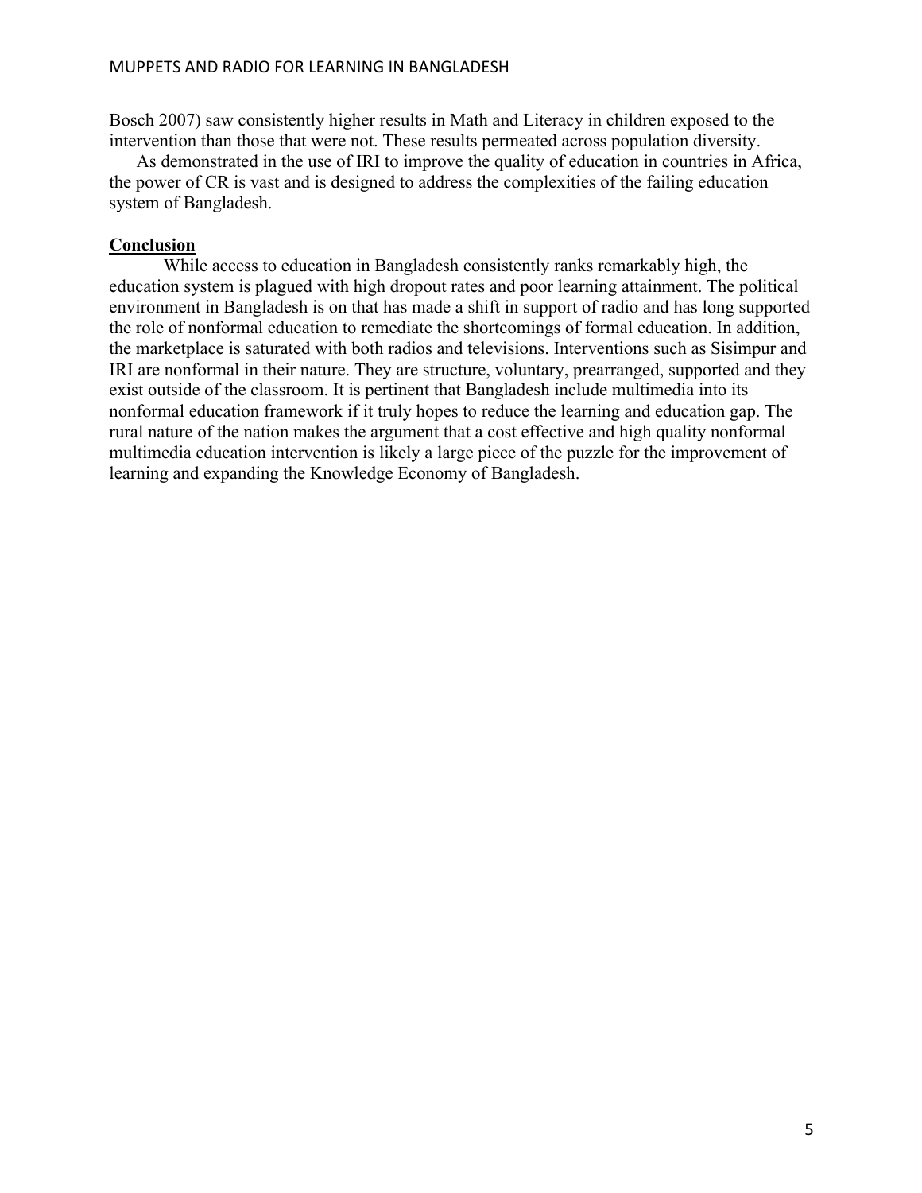Bosch 2007) saw consistently higher results in Math and Literacy in children exposed to the intervention than those that were not. These results permeated across population diversity.

As demonstrated in the use of IRI to improve the quality of education in countries in Africa, the power of CR is vast and is designed to address the complexities of the failing education system of Bangladesh.

## Conclusion

While access to education in Bangladesh consistently ranks remarkably high, the education system is plagued with high dropout rates and poor learning attainment. The political environment in Bangladesh is on that has made a shift in support of radio and has long supported the role of nonformal education to remediate the shortcomings of formal education. In addition, the marketplace is saturated with both radios and televisions. Interventions such as Sisimpur and IRI are nonformal in their nature. They are structure, voluntary, prearranged, supported and they exist outside of the classroom. It is pertinent that Bangladesh include multimedia into its nonformal education framework if it truly hopes to reduce the learning and education gap. The rural nature of the nation makes the argument that a cost effective and high quality nonformal multimedia education intervention is likely a large piece of the puzzle for the improvement of learning and expanding the Knowledge Economy of Bangladesh.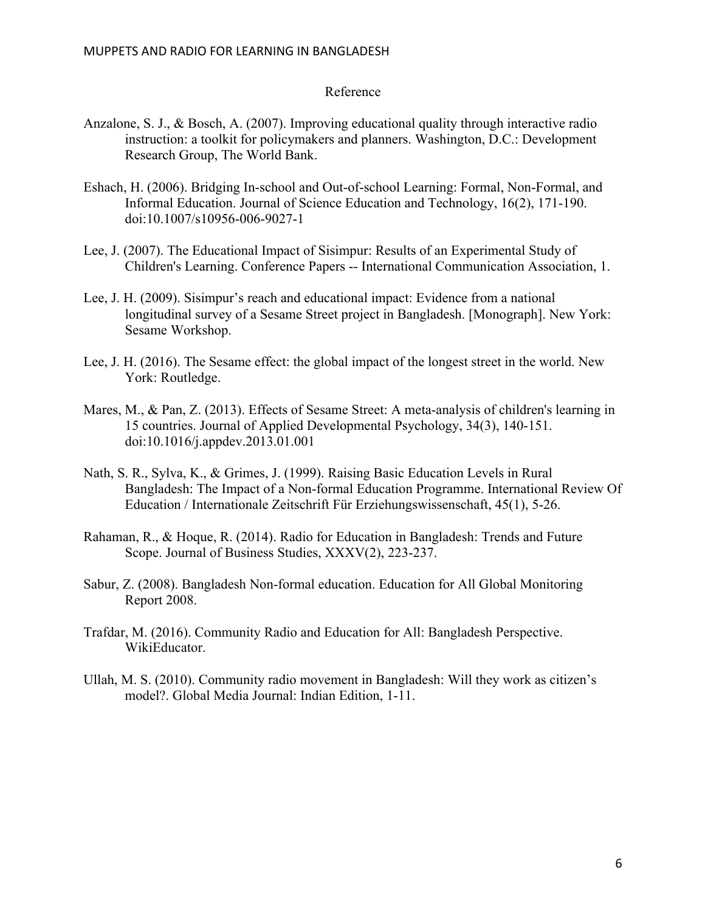# Reference

Anzalone, S. J., & Bosch, A. (2007). Improving educational quality through interactive radio instruction: a toolkit for policymakers and planners. Washington, D.C.: Development Research Group, The World Bank.

Eshach, H. (2006). Bridging In-school and Out-of-school Learning: Formal, Non-Formal, and Informal Education. Journal of Science Education and Technology, 16(2), 171-190. doi:10.1007/s10956-006-9027-1

Lee, J. (2007). The Educational Impact of Sisimpur: Results of an Experimental Study of Children's Learning. Conference Papers -- International Communication Association, 1.

Lee, J. H. (2009). Sisimpur's reach and educational impact: Evidence from a national longitudinal survey of a Sesame Street project in Bangladesh. [Monograph]. New York: Sesame Workshop.

Lee, J. H. (2016). The Sesame effect: the global impact of the longest street in the world. New York: Routledge.

Mares, M., & Pan, Z. (2013). Effects of Sesame Street: A meta-analysis of children's learning in 15 countries. Journal of Applied Developmental Psychology, 34(3), 140-151. doi:10.1016/j.appdev.2013.01.001

Nath, S. R., Sylva, K., & Grimes, J. (1999). Raising Basic Education Levels in Rural Bangladesh: The Impact of a Non-formal Education Programme. International Review Of Education / Internationale Zeitschrift Für Erziehungswissenschaft, 45(1), 5-26.

Rahaman, R., & Hoque, R. (2014). Radio for Education in Bangladesh: Trends and Future Scope. Journal of Business Studies, XXXV(2), 223-237.

Sabur, Z. (2008). Bangladesh Non-formal education. Education for All Global Monitoring Report 2008.

Trafdar, M. (2016). Community Radio and Education for All: Bangladesh Perspective. WikiEducator.

Ullah, M. S. (2010). Community radio movement in Bangladesh: Will they work as citizen's model?. Global Media Journal: Indian Edition, 1-11.